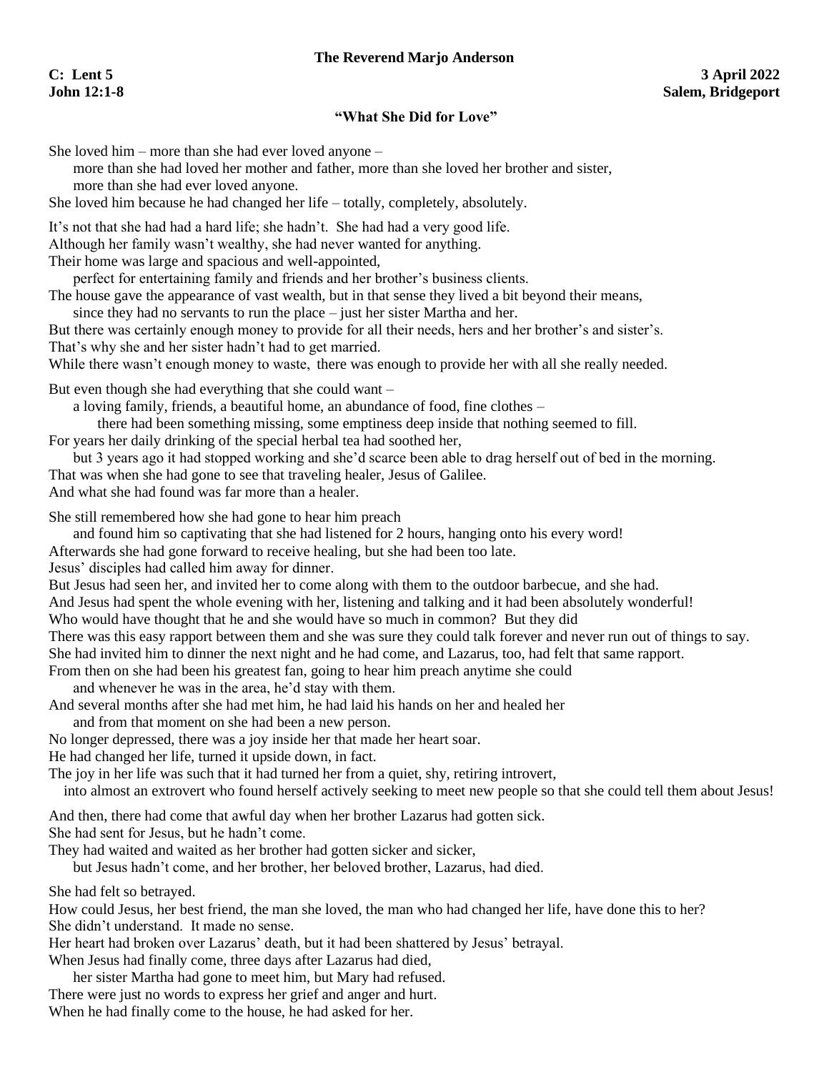**The Reverend Marjo Anderson**

**C: Lent 5** **3 April 2022**
**John 12:1-8** **Salem, Bridgeport**

## "What She Did for Love"

She loved him – more than she had ever loved anyone –
more than she had loved her mother and father, more than she loved her brother and sister,
more than she had ever loved anyone.
She loved him because he had changed her life – totally, completely, absolutely.

It's not that she had had a hard life; she hadn't. She had had a very good life.
Although her family wasn't wealthy, she had never wanted for anything.
Their home was large and spacious and well-appointed,
perfect for entertaining family and friends and her brother's business clients.
The house gave the appearance of vast wealth, but in that sense they lived a bit beyond their means,
since they had no servants to run the place – just her sister Martha and her.
But there was certainly enough money to provide for all their needs, hers and her brother's and sister's.
That's why she and her sister hadn't had to get married.
While there wasn't enough money to waste, there was enough to provide her with all she really needed.

But even though she had everything that she could want –
a loving family, friends, a beautiful home, an abundance of food, fine clothes –
there had been something missing, some emptiness deep inside that nothing seemed to fill.
For years her daily drinking of the special herbal tea had soothed her,
but 3 years ago it had stopped working and she'd scarce been able to drag herself out of bed in the morning.
That was when she had gone to see that traveling healer, Jesus of Galilee.
And what she had found was far more than a healer.

She still remembered how she had gone to hear him preach
and found him so captivating that she had listened for 2 hours, hanging onto his every word!
Afterwards she had gone forward to receive healing, but she had been too late.
Jesus' disciples had called him away for dinner.
But Jesus had seen her, and invited her to come along with them to the outdoor barbecue, and she had.
And Jesus had spent the whole evening with her, listening and talking and it had been absolutely wonderful!
Who would have thought that he and she would have so much in common? But they did
There was this easy rapport between them and she was sure they could talk forever and never run out of things to say.
She had invited him to dinner the next night and he had come, and Lazarus, too, had felt that same rapport.
From then on she had been his greatest fan, going to hear him preach anytime she could
and whenever he was in the area, he'd stay with them.
And several months after she had met him, he had laid his hands on her and healed her
and from that moment on she had been a new person.
No longer depressed, there was a joy inside her that made her heart soar.
He had changed her life, turned it upside down, in fact.
The joy in her life was such that it had turned her from a quiet, shy, retiring introvert,
into almost an extrovert who found herself actively seeking to meet new people so that she could tell them about Jesus!

And then, there had come that awful day when her brother Lazarus had gotten sick.
She had sent for Jesus, but he hadn't come.
They had waited and waited as her brother had gotten sicker and sicker,
but Jesus hadn't come, and her brother, her beloved brother, Lazarus, had died.

She had felt so betrayed.
How could Jesus, her best friend, the man she loved, the man who had changed her life, have done this to her?
She didn't understand. It made no sense.
Her heart had broken over Lazarus' death, but it had been shattered by Jesus' betrayal.
When Jesus had finally come, three days after Lazarus had died,
her sister Martha had gone to meet him, but Mary had refused.
There were just no words to express her grief and anger and hurt.
When he had finally come to the house, he had asked for her.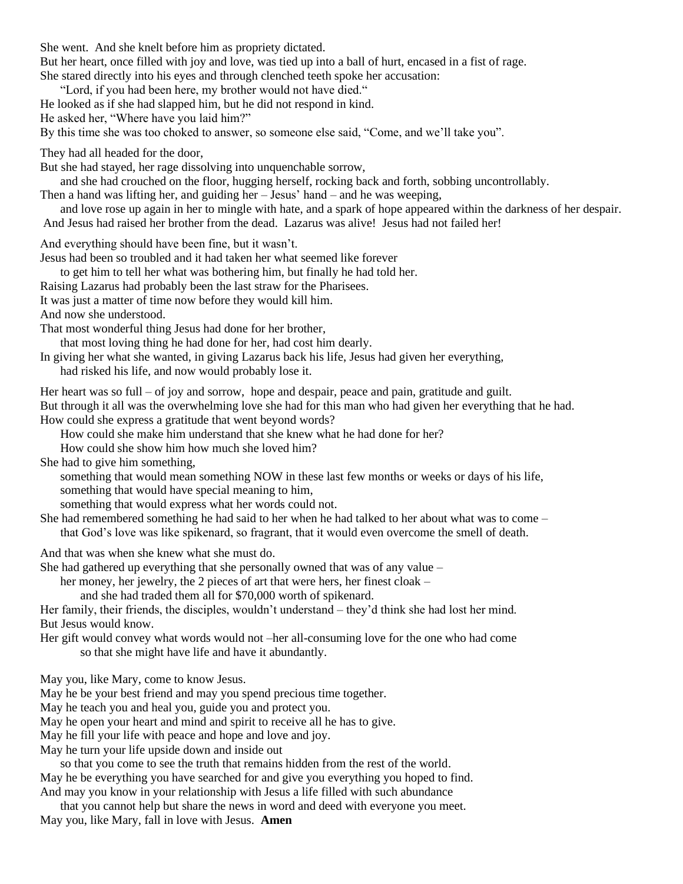She went. And she knelt before him as propriety dictated.
But her heart, once filled with joy and love, was tied up into a ball of hurt, encased in a fist of rage.
She stared directly into his eyes and through clenched teeth spoke her accusation:
  "Lord, if you had been here, my brother would not have died."
He looked as if she had slapped him, but he did not respond in kind.
He asked her, "Where have you laid him?"
By this time she was too choked to answer, so someone else said, "Come, and we'll take you".

They had all headed for the door,
But she had stayed, her rage dissolving into unquenchable sorrow,
  and she had crouched on the floor, hugging herself, rocking back and forth, sobbing uncontrollably.
Then a hand was lifting her, and guiding her – Jesus' hand – and he was weeping,
  and love rose up again in her to mingle with hate, and a spark of hope appeared within the darkness of her despair.
And Jesus had raised her brother from the dead. Lazarus was alive! Jesus had not failed her!

And everything should have been fine, but it wasn't.
Jesus had been so troubled and it had taken her what seemed like forever
  to get him to tell her what was bothering him, but finally he had told her.
Raising Lazarus had probably been the last straw for the Pharisees.
It was just a matter of time now before they would kill him.
And now she understood.
That most wonderful thing Jesus had done for her brother,
  that most loving thing he had done for her, had cost him dearly.
In giving her what she wanted, in giving Lazarus back his life, Jesus had given her everything,
  had risked his life, and now would probably lose it.

Her heart was so full – of joy and sorrow, hope and despair, peace and pain, gratitude and guilt.
But through it all was the overwhelming love she had for this man who had given her everything that he had.
How could she express a gratitude that went beyond words?
  How could she make him understand that she knew what he had done for her?
  How could she show him how much she loved him?
She had to give him something,
  something that would mean something NOW in these last few months or weeks or days of his life,
  something that would have special meaning to him,
  something that would express what her words could not.
She had remembered something he had said to her when he had talked to her about what was to come –
  that God's love was like spikenard, so fragrant, that it would even overcome the smell of death.

And that was when she knew what she must do.
She had gathered up everything that she personally owned that was of any value –
  her money, her jewelry, the 2 pieces of art that were hers, her finest cloak –
    and she had traded them all for $70,000 worth of spikenard.
Her family, their friends, the disciples, wouldn't understand – they'd think she had lost her mind.
But Jesus would know.
Her gift would convey what words would not –her all-consuming love for the one who had come
    so that she might have life and have it abundantly.

May you, like Mary, come to know Jesus.
May he be your best friend and may you spend precious time together.
May he teach you and heal you, guide you and protect you.
May he open your heart and mind and spirit to receive all he has to give.
May he fill your life with peace and hope and love and joy.
May he turn your life upside down and inside out
  so that you come to see the truth that remains hidden from the rest of the world.
May he be everything you have searched for and give you everything you hoped to find.
And may you know in your relationship with Jesus a life filled with such abundance
  that you cannot help but share the news in word and deed with everyone you meet.
May you, like Mary, fall in love with Jesus. **Amen**